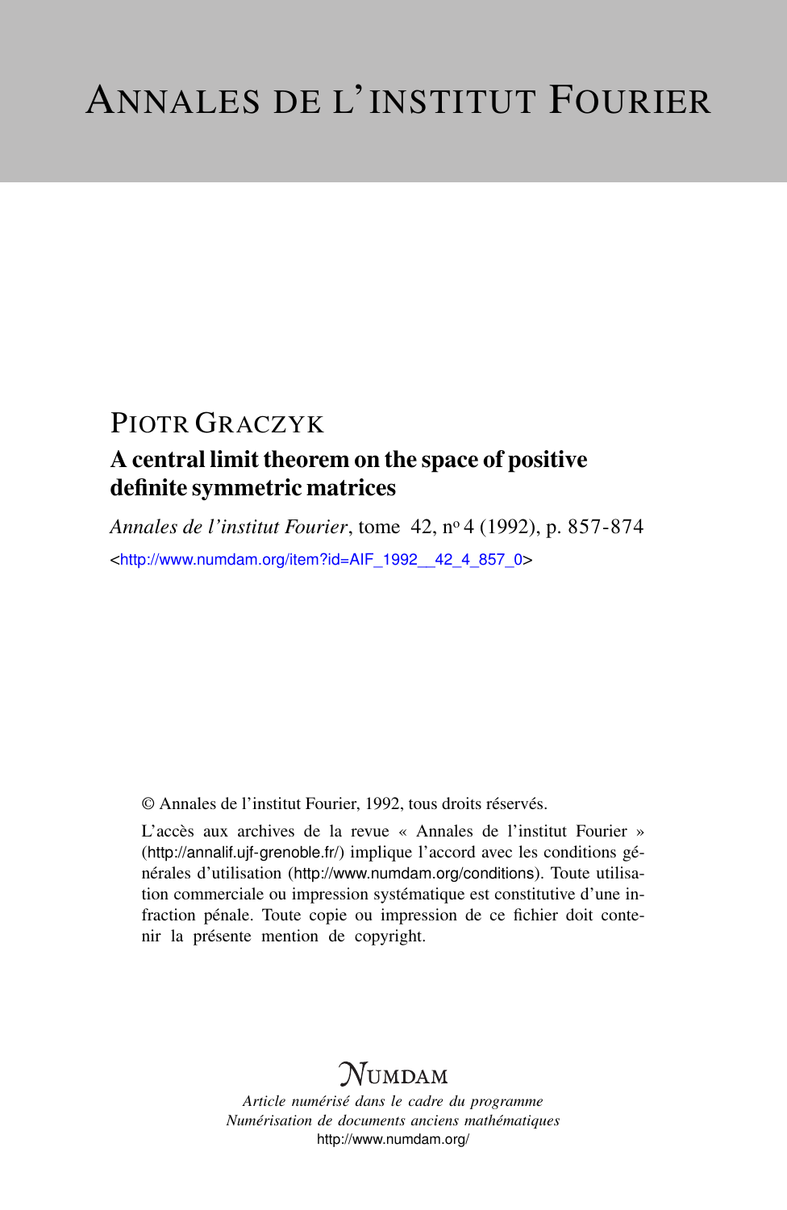# ANNALES DE L'INSTITUT FOURIER

PIOTR GRACZYK

## A central limit theorem on the space of positive definite symmetric matrices

*Annales de l'institut Fourier*, tome 42, nº 4 (1992), p. 857-874

<http://www.numdam.org/item?id=AIF_1992__42_4_857_0>

© Annales de l'institut Fourier, 1992, tous droits réservés.

L'accès aux archives de la revue « Annales de l'institut Fourier » (http://annalif.ujf-grenoble.fr/) implique l'accord avec les conditions générales d'utilisation (http://www.numdam.org/conditions). Toute utilisation commerciale ou impression systématique est constitutive d'une infraction pénale. Toute copie ou impression de ce fichier doit contenir la présente mention de copyright.

NUMDAM

*Article numérisé dans le cadre du programme*
*Numérisation de documents anciens mathématiques*
http://www.numdam.org/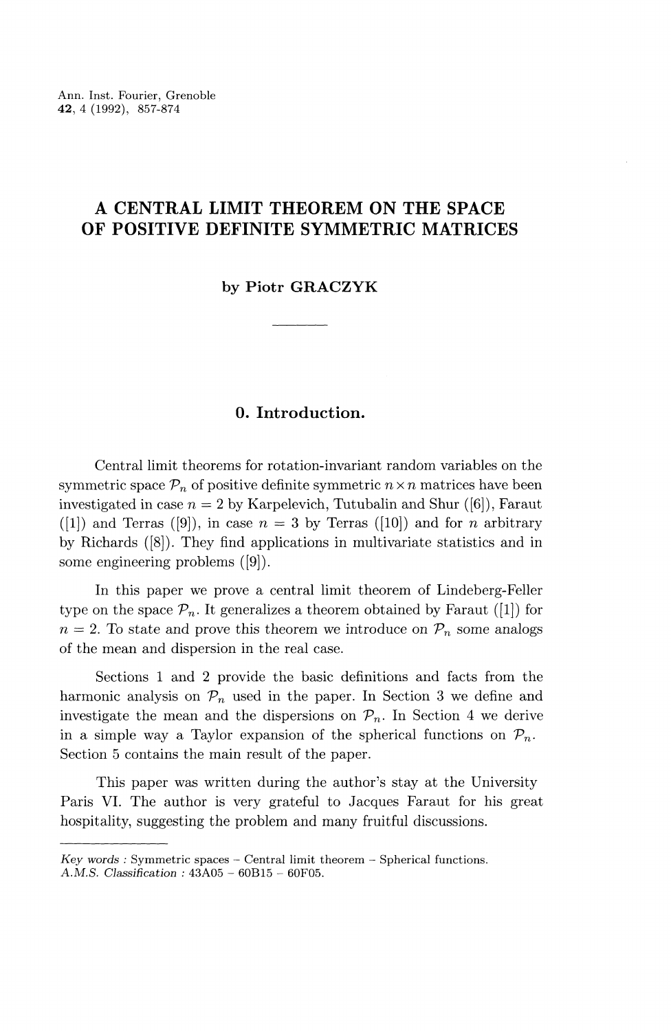# A CENTRAL LIMIT THEOREM ON THE SPACE OF POSITIVE DEFINITE SYMMETRIC MATRICES

**by Piotr GRACZYK**

## 0. Introduction.

Central limit theorems for rotation-invariant random variables on the symmetric space $\mathcal{P}_n$ of positive definite symmetric $n \times n$ matrices have been investigated in case $n = 2$ by Karpelevich, Tutubalin and Shur ([6]), Faraut ([1]) and Terras ([9]), in case $n = 3$ by Terras ([10]) and for $n$ arbitrary by Richards ([8]). They find applications in multivariate statistics and in some engineering problems ([9]).

In this paper we prove a central limit theorem of Lindeberg-Feller type on the space $\mathcal{P}_n$. It generalizes a theorem obtained by Faraut ([1]) for $n = 2$. To state and prove this theorem we introduce on $\mathcal{P}_n$ some analogs of the mean and dispersion in the real case.

Sections 1 and 2 provide the basic definitions and facts from the harmonic analysis on $\mathcal{P}_n$ used in the paper. In Section 3 we define and investigate the mean and the dispersions on $\mathcal{P}_n$. In Section 4 we derive in a simple way a Taylor expansion of the spherical functions on $\mathcal{P}_n$. Section 5 contains the main result of the paper.

This paper was written during the author's stay at the University Paris VI. The author is very grateful to Jacques Faraut for his great hospitality, suggesting the problem and many fruitful discussions.

---

*Key words* : Symmetric spaces – Central limit theorem – Spherical functions.
*A.M.S. Classification* : 43A05 – 60B15 – 60F05.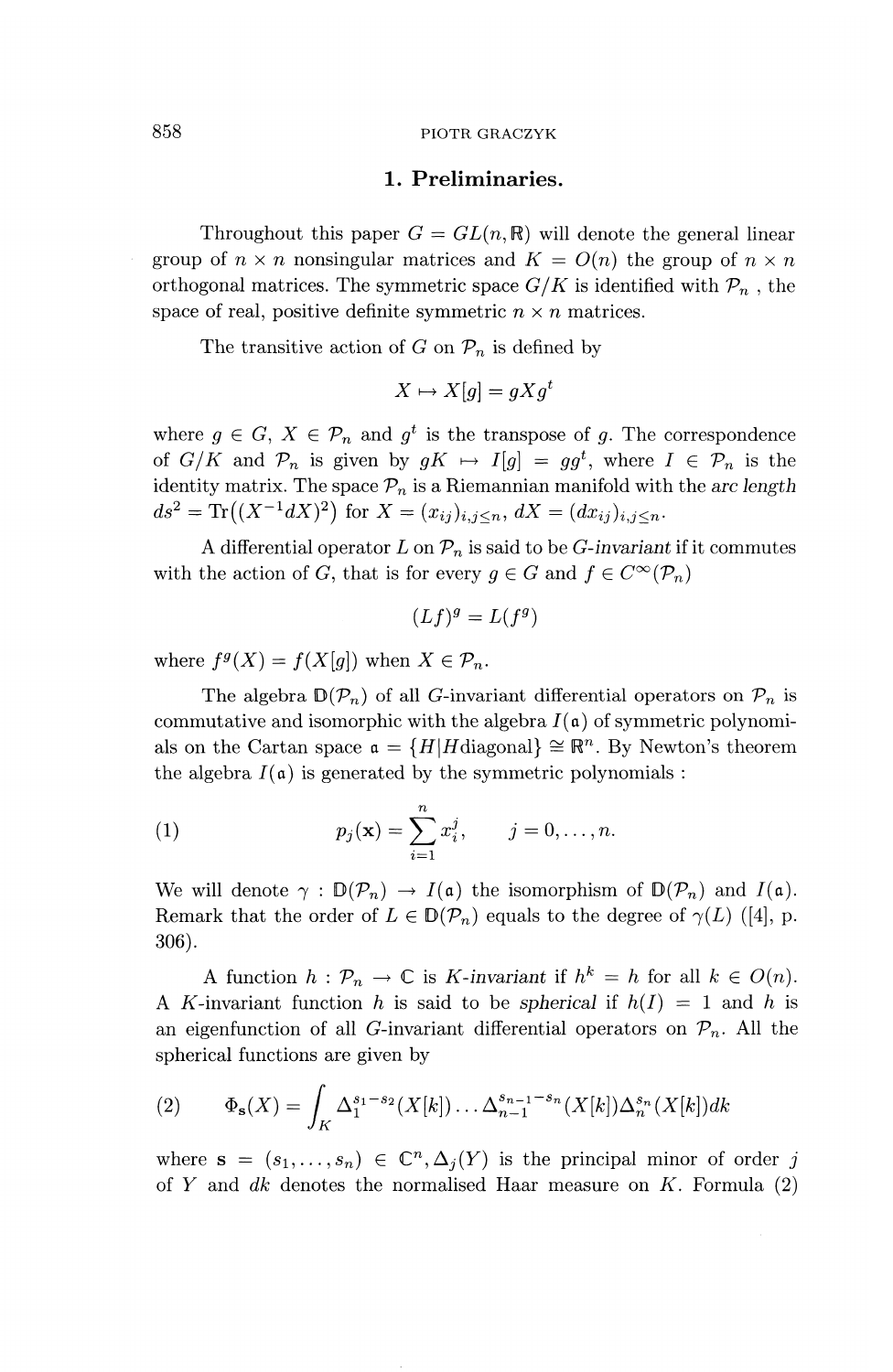## 1. Preliminaries.

Throughout this paper $G = GL(n, \mathbb{R})$ will denote the general linear group of $n \times n$ nonsingular matrices and $K = O(n)$ the group of $n \times n$ orthogonal matrices. The symmetric space $G/K$ is identified with $\mathcal{P}_n$, the space of real, positive definite symmetric $n \times n$ matrices.

The transitive action of $G$ on $\mathcal{P}_n$ is defined by

$$X \mapsto X[g] = gXg^t$$

where $g \in G$, $X \in \mathcal{P}_n$ and $g^t$ is the transpose of $g$. The correspondence of $G/K$ and $\mathcal{P}_n$ is given by $gK \mapsto I[g] = gg^t$, where $I \in \mathcal{P}_n$ is the identity matrix. The space $\mathcal{P}_n$ is a Riemannian manifold with the *arc length* $ds^2 = \operatorname{Tr}((X^{-1}dX)^2)$ for $X = (x_{ij})_{i,j \le n}$, $dX = (dx_{ij})_{i,j \le n}$.

A differential operator $L$ on $\mathcal{P}_n$ is said to be *G-invariant* if it commutes with the action of $G$, that is for every $g \in G$ and $f \in C^\infty(\mathcal{P}_n)$

$$(Lf)^g = L(f^g)$$

where $f^g(X) = f(X[g])$ when $X \in \mathcal{P}_n$.

The algebra $\mathbb{D}(\mathcal{P}_n)$ of all $G$-invariant differential operators on $\mathcal{P}_n$ is commutative and isomorphic with the algebra $I(\mathfrak{a})$ of symmetric polynomials on the Cartan space $\mathfrak{a} = \{H | H \text{diagonal}\} \cong \mathbb{R}^n$. By Newton's theorem the algebra $I(\mathfrak{a})$ is generated by the symmetric polynomials :

$$p_j(\mathbf{x}) = \sum_{i=1}^{n} x_i^j, \qquad j = 0, \ldots, n. \tag{1}$$

We will denote $\gamma : \mathbb{D}(\mathcal{P}_n) \to I(\mathfrak{a})$ the isomorphism of $\mathbb{D}(\mathcal{P}_n)$ and $I(\mathfrak{a})$. Remark that the order of $L \in \mathbb{D}(\mathcal{P}_n)$ equals to the degree of $\gamma(L)$ ([4], p. 306).

A function $h : \mathcal{P}_n \to \mathbb{C}$ is *K-invariant* if $h^k = h$ for all $k \in O(n)$. A $K$-invariant function $h$ is said to be *spherical* if $h(I) = 1$ and $h$ is an eigenfunction of all $G$-invariant differential operators on $\mathcal{P}_n$. All the spherical functions are given by

$$\Phi_{\mathbf{s}}(X) = \int_K \Delta_1^{s_1 - s_2}(X[k]) \ldots \Delta_{n-1}^{s_{n-1} - s_n}(X[k]) \Delta_n^{s_n}(X[k]) dk \tag{2}$$

where $\mathbf{s} = (s_1, \ldots, s_n) \in \mathbb{C}^n$, $\Delta_j(Y)$ is the principal minor of order $j$ of $Y$ and $dk$ denotes the normalised Haar measure on $K$. Formula (2)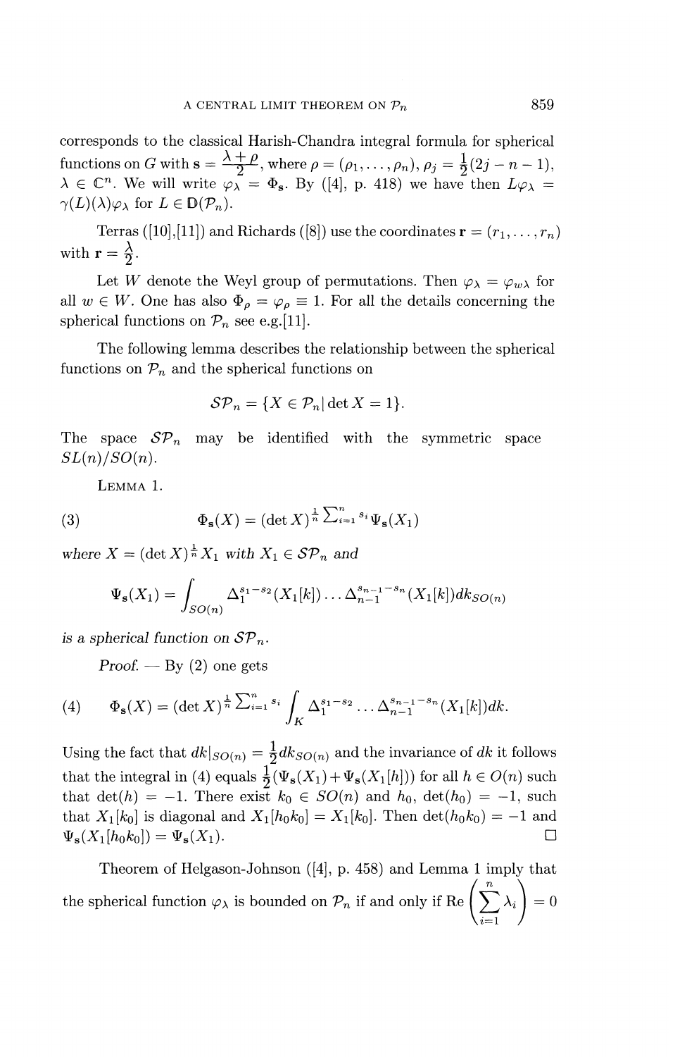corresponds to the classical Harish-Chandra integral formula for spherical functions on $G$ with $\mathbf{s} = \frac{\lambda + \rho}{2}$, where $\rho = (\rho_1, \ldots, \rho_n)$, $\rho_j = \frac{1}{2}(2j - n - 1)$, $\lambda \in \mathbb{C}^n$. We will write $\varphi_\lambda = \Phi_{\mathbf{s}}$. By ([4], p. 418) we have then $L\varphi_\lambda = \gamma(L)(\lambda)\varphi_\lambda$ for $L \in \mathbb{D}(\mathcal{P}_n)$.

Terras ([10],[11]) and Richards ([8]) use the coordinates $\mathbf{r} = (r_1, \ldots, r_n)$ with $\mathbf{r} = \frac{\lambda}{2}$.

Let $W$ denote the Weyl group of permutations. Then $\varphi_\lambda = \varphi_{w\lambda}$ for all $w \in W$. One has also $\Phi_\rho = \varphi_\rho \equiv 1$. For all the details concerning the spherical functions on $\mathcal{P}_n$ see e.g.[11].

The following lemma describes the relationship between the spherical functions on $\mathcal{P}_n$ and the spherical functions on

$$\mathcal{SP}_n = \{X \in \mathcal{P}_n | \det X = 1\}.$$

The space $\mathcal{SP}_n$ may be identified with the symmetric space $SL(n)/SO(n)$.

LEMMA 1.

$$\Phi_{\mathbf{s}}(X) = (\det X)^{\frac{1}{n}\sum_{i=1}^n s_i} \Psi_{\mathbf{s}}(X_1) \tag{3}$$

*where* $X = (\det X)^{\frac{1}{n}} X_1$ *with* $X_1 \in \mathcal{SP}_n$ *and*

$$\Psi_{\mathbf{s}}(X_1) = \int_{SO(n)} \Delta_1^{s_1 - s_2}(X_1[k]) \ldots \Delta_{n-1}^{s_{n-1} - s_n}(X_1[k]) dk_{SO(n)}$$

*is a spherical function on* $\mathcal{SP}_n$.

*Proof.* — By (2) one gets

$$\Phi_{\mathbf{s}}(X) = (\det X)^{\frac{1}{n}\sum_{i=1}^n s_i} \int_K \Delta_1^{s_1 - s_2} \ldots \Delta_{n-1}^{s_{n-1} - s_n}(X_1[k]) dk. \tag{4}$$

Using the fact that $dk|_{SO(n)} = \frac{1}{2} dk_{SO(n)}$ and the invariance of $dk$ it follows that the integral in (4) equals $\frac{1}{2}(\Psi_{\mathbf{s}}(X_1) + \Psi_{\mathbf{s}}(X_1[h]))$ for all $h \in O(n)$ such that $\det(h) = -1$. There exist $k_0 \in SO(n)$ and $h_0$, $\det(h_0) = -1$, such that $X_1[k_0]$ is diagonal and $X_1[h_0 k_0] = X_1[k_0]$. Then $\det(h_0 k_0) = -1$ and $\Psi_{\mathbf{s}}(X_1[h_0 k_0]) = \Psi_{\mathbf{s}}(X_1)$. □

Theorem of Helgason-Johnson ([4], p. 458) and Lemma 1 imply that the spherical function $\varphi_\lambda$ is bounded on $\mathcal{P}_n$ if and only if $\mathrm{Re}\left(\sum_{i=1}^n \lambda_i\right) = 0$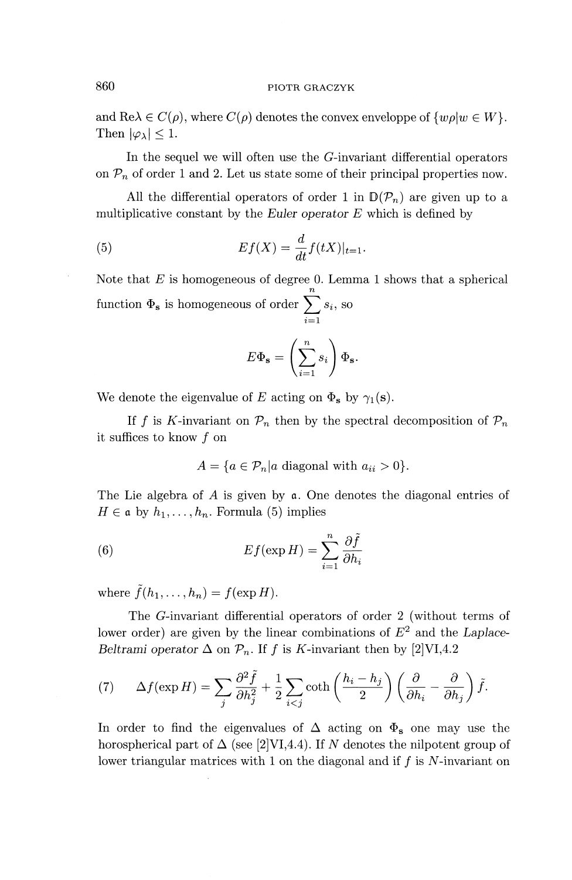and Re$\lambda \in C(\rho)$, where $C(\rho)$ denotes the convex enveloppe of $\{w\rho | w \in W\}$. Then $|\varphi_\lambda| \leq 1$.

In the sequel we will often use the $G$-invariant differential operators on $\mathcal{P}_n$ of order 1 and 2. Let us state some of their principal properties now.

All the differential operators of order 1 in $\mathbb{D}(\mathcal{P}_n)$ are given up to a multiplicative constant by the *Euler operator* $E$ which is defined by

$$Ef(X) = \frac{d}{dt} f(tX)|_{t=1}. \tag{5}$$

Note that $E$ is homogeneous of degree 0. Lemma 1 shows that a spherical function $\Phi_{\mathbf{s}}$ is homogeneous of order $\sum_{i=1}^{n} s_i$, so

$$E\Phi_{\mathbf{s}} = \left(\sum_{i=1}^{n} s_i\right) \Phi_{\mathbf{s}}.$$

We denote the eigenvalue of $E$ acting on $\Phi_{\mathbf{s}}$ by $\gamma_1(\mathbf{s})$.

If $f$ is $K$-invariant on $\mathcal{P}_n$ then by the spectral decomposition of $\mathcal{P}_n$ it suffices to know $f$ on

$$A = \{a \in \mathcal{P}_n | a \text{ diagonal with } a_{ii} > 0\}.$$

The Lie algebra of $A$ is given by $\mathfrak{a}$. One denotes the diagonal entries of $H \in \mathfrak{a}$ by $h_1, \ldots, h_n$. Formula (5) implies

$$Ef(\exp H) = \sum_{i=1}^{n} \frac{\partial \tilde{f}}{\partial h_i} \tag{6}$$

where $\tilde{f}(h_1, \ldots, h_n) = f(\exp H)$.

The $G$-invariant differential operators of order 2 (without terms of lower order) are given by the linear combinations of $E^2$ and the *Laplace-Beltrami operator* $\Delta$ on $\mathcal{P}_n$. If $f$ is $K$-invariant then by [2]VI,4.2

$$\Delta f(\exp H) = \sum_j \frac{\partial^2 \tilde{f}}{\partial h_j^2} + \frac{1}{2} \sum_{i<j} \coth\left(\frac{h_i - h_j}{2}\right) \left(\frac{\partial}{\partial h_i} - \frac{\partial}{\partial h_j}\right) \tilde{f}. \tag{7}$$

In order to find the eigenvalues of $\Delta$ acting on $\Phi_{\mathbf{s}}$ one may use the horospherical part of $\Delta$ (see [2]VI,4.4). If $N$ denotes the nilpotent group of lower triangular matrices with 1 on the diagonal and if $f$ is $N$-invariant on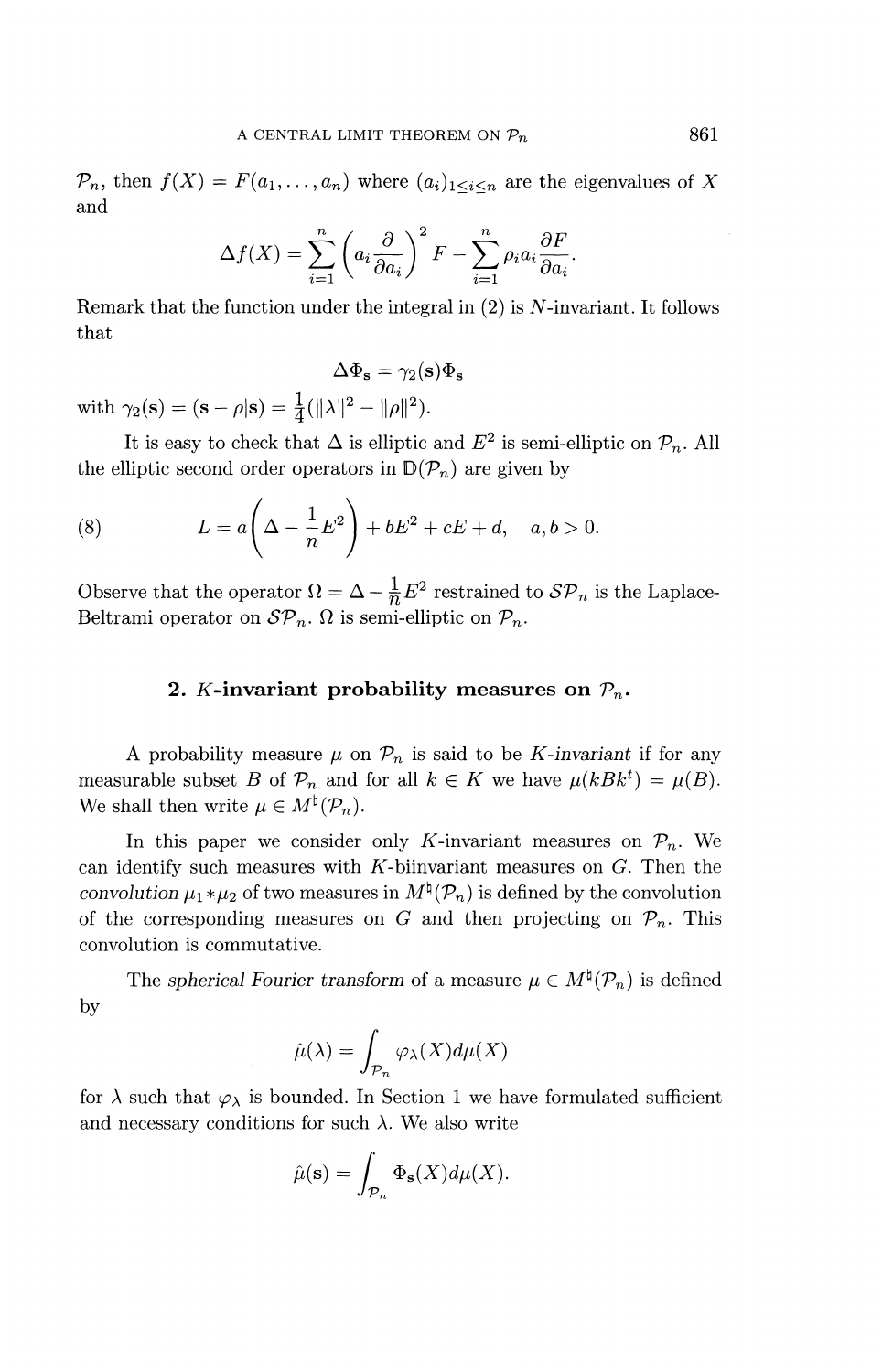$\mathcal{P}_n$, then $f(X) = F(a_1, \dots, a_n)$ where $(a_i)_{1 \le i \le n}$ are the eigenvalues of $X$ and

$$\Delta f(X) = \sum_{i=1}^{n} \left( a_i \frac{\partial}{\partial a_i} \right)^2 F - \sum_{i=1}^{n} \rho_i a_i \frac{\partial F}{\partial a_i}.$$

Remark that the function under the integral in (2) is $N$-invariant. It follows that

$$\Delta \Phi_{\mathbf{s}} = \gamma_2(\mathbf{s}) \Phi_{\mathbf{s}}$$

with $\gamma_2(\mathbf{s}) = (\mathbf{s} - \rho | \mathbf{s}) = \frac{1}{4}(\|\lambda\|^2 - \|\rho\|^2)$.

It is easy to check that $\Delta$ is elliptic and $E^2$ is semi-elliptic on $\mathcal{P}_n$. All the elliptic second order operators in $\mathbb{D}(\mathcal{P}_n)$ are given by

$$L = a\left( \Delta - \frac{1}{n} E^2 \right) + bE^2 + cE + d, \quad a, b > 0. \tag{8}$$

Observe that the operator $\Omega = \Delta - \frac{1}{n}E^2$ restrained to $\mathcal{SP}_n$ is the Laplace-Beltrami operator on $\mathcal{SP}_n$. $\Omega$ is semi-elliptic on $\mathcal{P}_n$.

## 2. $K$-invariant probability measures on $\mathcal{P}_n$.

A probability measure $\mu$ on $\mathcal{P}_n$ is said to be *$K$-invariant* if for any measurable subset $B$ of $\mathcal{P}_n$ and for all $k \in K$ we have $\mu(kBk^t) = \mu(B)$. We shall then write $\mu \in M^\natural(\mathcal{P}_n)$.

In this paper we consider only $K$-invariant measures on $\mathcal{P}_n$. We can identify such measures with $K$-biinvariant measures on $G$. Then the *convolution* $\mu_1 * \mu_2$ of two measures in $M^\natural(\mathcal{P}_n)$ is defined by the convolution of the corresponding measures on $G$ and then projecting on $\mathcal{P}_n$. This convolution is commutative.

The *spherical Fourier transform* of a measure $\mu \in M^\natural(\mathcal{P}_n)$ is defined by

$$\hat{\mu}(\lambda) = \int_{\mathcal{P}_n} \varphi_\lambda(X) d\mu(X)$$

for $\lambda$ such that $\varphi_\lambda$ is bounded. In Section 1 we have formulated sufficient and necessary conditions for such $\lambda$. We also write

$$\hat{\mu}(\mathbf{s}) = \int_{\mathcal{P}_n} \Phi_{\mathbf{s}}(X) d\mu(X).$$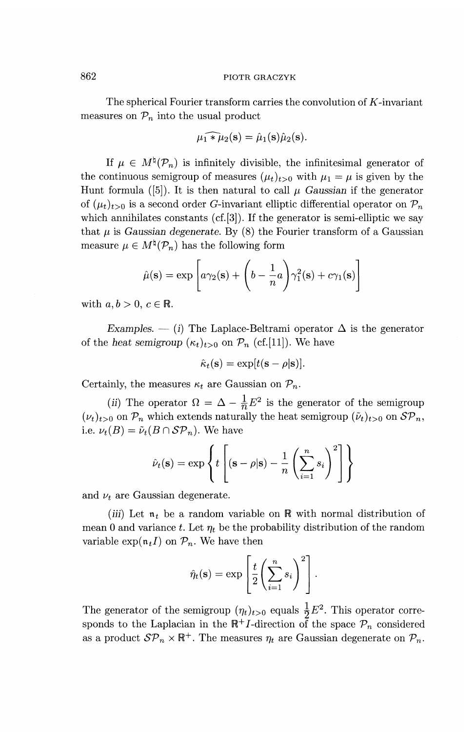The spherical Fourier transform carries the convolution of $K$-invariant measures on $\mathcal{P}_n$ into the usual product

$$\widehat{\mu_1 * \mu_2}(\mathbf{s}) = \hat{\mu}_1(\mathbf{s})\hat{\mu}_2(\mathbf{s}).$$

If $\mu \in M^\natural(\mathcal{P}_n)$ is infinitely divisible, the infinitesimal generator of the continuous semigroup of measures $(\mu_t)_{t>0}$ with $\mu_1 = \mu$ is given by the Hunt formula ([5]). It is then natural to call $\mu$ *Gaussian* if the generator of $(\mu_t)_{t>0}$ is a second order $G$-invariant elliptic differential operator on $\mathcal{P}_n$ which annihilates constants (cf.[3]). If the generator is semi-elliptic we say that $\mu$ is *Gaussian degenerate*. By (8) the Fourier transform of a Gaussian measure $\mu \in M^\natural(\mathcal{P}_n)$ has the following form

$$\hat{\mu}(\mathbf{s}) = \exp\left[a\gamma_2(\mathbf{s}) + \left(b - \frac{1}{n}a\right)\gamma_1^2(\mathbf{s}) + c\gamma_1(\mathbf{s})\right]$$

with $a, b > 0$, $c \in \mathbb{R}$.

*Examples.* — (*i*) The Laplace-Beltrami operator $\Delta$ is the generator of the *heat semigroup* $(\kappa_t)_{t>0}$ on $\mathcal{P}_n$ (cf.[11]). We have

$$\hat{\kappa}_t(\mathbf{s}) = \exp[t(\mathbf{s} - \rho|\mathbf{s})].$$

Certainly, the measures $\kappa_t$ are Gaussian on $\mathcal{P}_n$.

(*ii*) The operator $\Omega = \Delta - \frac{1}{n}E^2$ is the generator of the semigroup $(\nu_t)_{t>0}$ on $\mathcal{P}_n$ which extends naturally the heat semigroup $(\tilde{\nu}_t)_{t>0}$ on $\mathcal{SP}_n$, i.e. $\nu_t(B) = \tilde{\nu}_t(B \cap \mathcal{SP}_n)$. We have

$$\hat{\nu}_t(\mathbf{s}) = \exp\left\{t\left[(\mathbf{s} - \rho|\mathbf{s}) - \frac{1}{n}\left(\sum_{i=1}^n s_i\right)^2\right]\right\}$$

and $\nu_t$ are Gaussian degenerate.

(*iii*) Let $\mathfrak{n}_t$ be a random variable on $\mathbb{R}$ with normal distribution of mean 0 and variance $t$. Let $\eta_t$ be the probability distribution of the random variable $\exp(\mathfrak{n}_t I)$ on $\mathcal{P}_n$. We have then

$$\hat{\eta}_t(\mathbf{s}) = \exp\left[\frac{t}{2}\left(\sum_{i=1}^n s_i\right)^2\right].$$

The generator of the semigroup $(\eta_t)_{t>0}$ equals $\frac{1}{2}E^2$. This operator corresponds to the Laplacian in the $\mathbb{R}^+I$-direction of the space $\mathcal{P}_n$ considered as a product $\mathcal{SP}_n \times \mathbb{R}^+$. The measures $\eta_t$ are Gaussian degenerate on $\mathcal{P}_n$.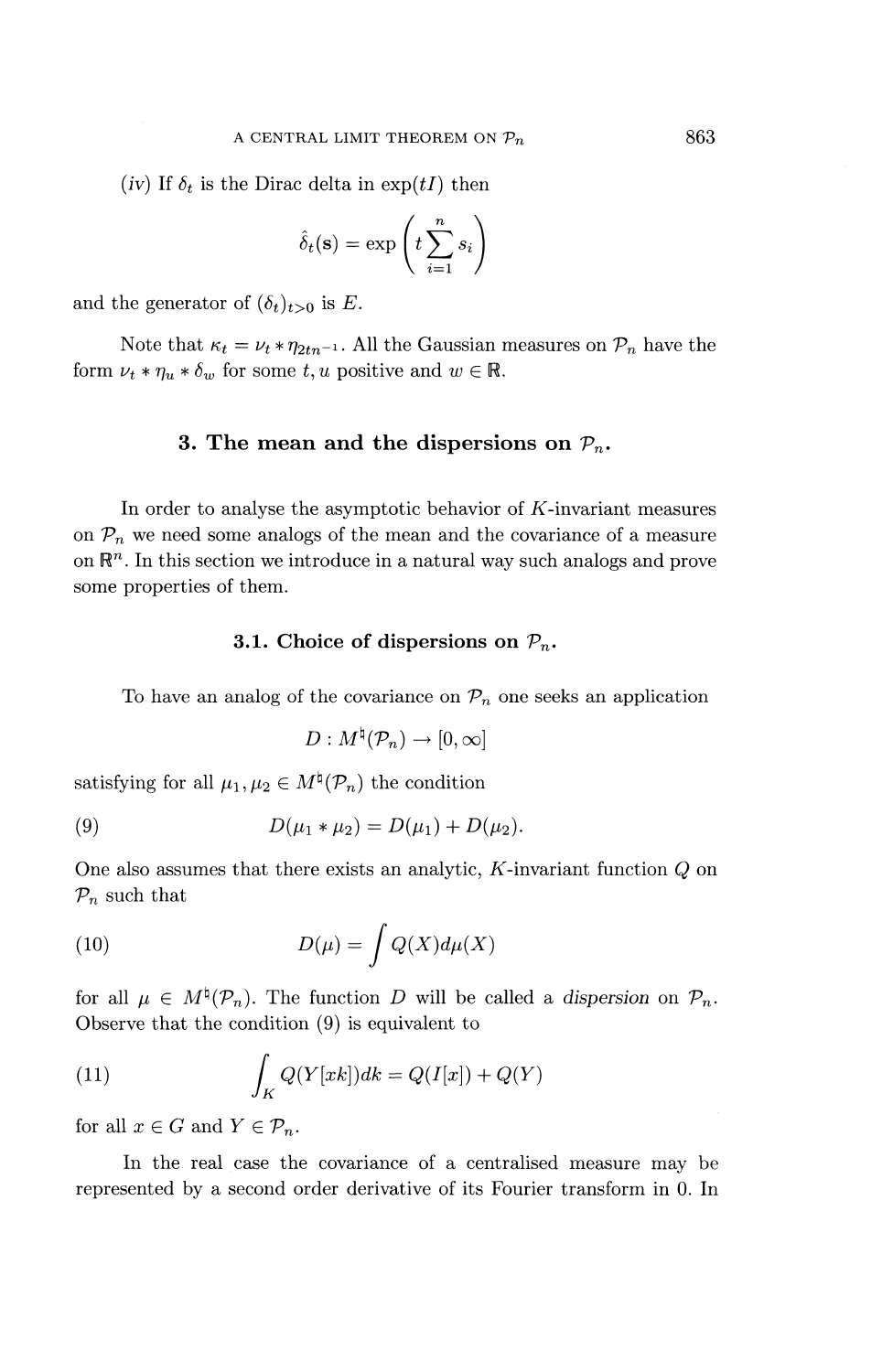(iv) If $\delta_t$ is the Dirac delta in $\exp(tI)$ then

$$\hat{\delta}_t(\mathbf{s}) = \exp\left(t\sum_{i=1}^{n} s_i\right)$$

and the generator of $(\delta_t)_{t>0}$ is $E$.

Note that $\kappa_t = \nu_t * \eta_{2tn^{-1}}$. All the Gaussian measures on $\mathcal{P}_n$ have the form $\nu_t * \eta_u * \delta_w$ for some $t, u$ positive and $w \in \mathbb{R}$.

## 3. The mean and the dispersions on $\mathcal{P}_n$.

In order to analyse the asymptotic behavior of $K$-invariant measures on $\mathcal{P}_n$ we need some analogs of the mean and the covariance of a measure on $\mathbb{R}^n$. In this section we introduce in a natural way such analogs and prove some properties of them.

### 3.1. Choice of dispersions on $\mathcal{P}_n$.

To have an analog of the covariance on $\mathcal{P}_n$ one seeks an application

$$D : M^\natural(\mathcal{P}_n) \to [0, \infty]$$

satisfying for all $\mu_1, \mu_2 \in M^\natural(\mathcal{P}_n)$ the condition

$$D(\mu_1 * \mu_2) = D(\mu_1) + D(\mu_2). \tag{9}$$

One also assumes that there exists an analytic, $K$-invariant function $Q$ on $\mathcal{P}_n$ such that

$$D(\mu) = \int Q(X) d\mu(X) \tag{10}$$

for all $\mu \in M^\natural(\mathcal{P}_n)$. The function $D$ will be called a *dispersion* on $\mathcal{P}_n$. Observe that the condition (9) is equivalent to

$$\int_K Q(Y[xk])dk = Q(I[x]) + Q(Y) \tag{11}$$

for all $x \in G$ and $Y \in \mathcal{P}_n$.

In the real case the covariance of a centralised measure may be represented by a second order derivative of its Fourier transform in 0. In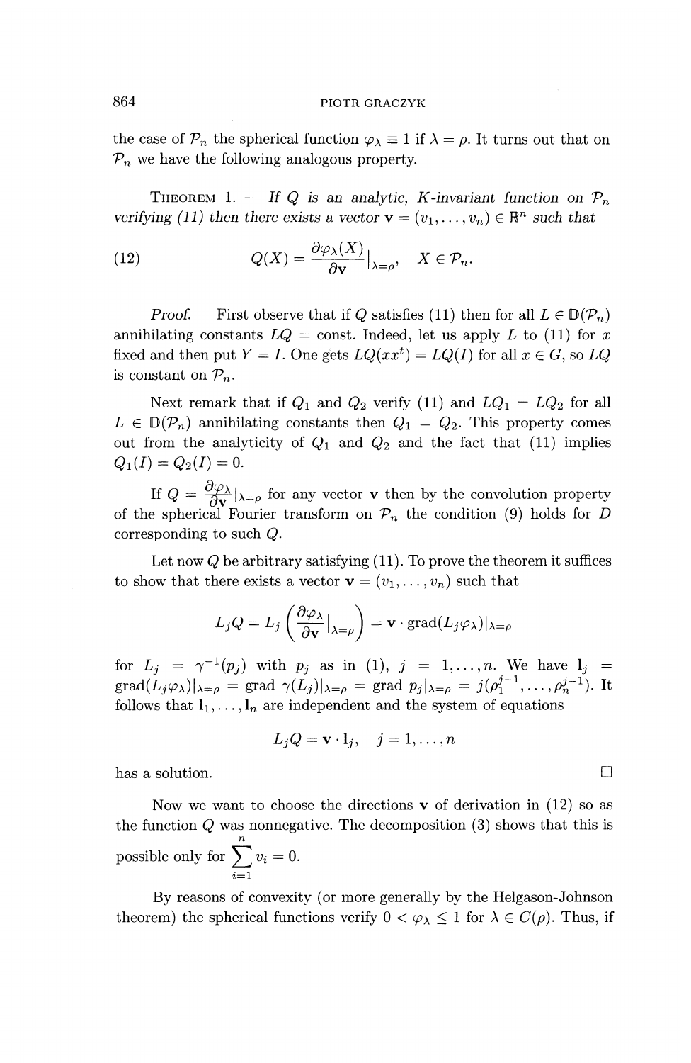the case of $\mathcal{P}_n$ the spherical function $\varphi_\lambda \equiv 1$ if $\lambda = \rho$. It turns out that on $\mathcal{P}_n$ we have the following analogous property.

THEOREM 1. — *If $Q$ is an analytic, $K$-invariant function on $\mathcal{P}_n$ verifying (11) then there exists a vector $\mathbf{v} = (v_1, \dots, v_n) \in \mathbb{R}^n$ such that*

$$Q(X) = \frac{\partial \varphi_\lambda(X)}{\partial \mathbf{v}}\Big|_{\lambda=\rho}, \quad X \in \mathcal{P}_n. \tag{12}$$

*Proof.* — First observe that if $Q$ satisfies (11) then for all $L \in \mathbb{D}(\mathcal{P}_n)$ annihilating constants $LQ = \text{const}$. Indeed, let us apply $L$ to (11) for $x$ fixed and then put $Y = I$. One gets $LQ(xx^t) = LQ(I)$ for all $x \in G$, so $LQ$ is constant on $\mathcal{P}_n$.

Next remark that if $Q_1$ and $Q_2$ verify (11) and $LQ_1 = LQ_2$ for all $L \in \mathbb{D}(\mathcal{P}_n)$ annihilating constants then $Q_1 = Q_2$. This property comes out from the analyticity of $Q_1$ and $Q_2$ and the fact that (11) implies $Q_1(I) = Q_2(I) = 0$.

If $Q = \frac{\partial \varphi_\lambda}{\partial \mathbf{v}}\big|_{\lambda=\rho}$ for any vector $\mathbf{v}$ then by the convolution property of the spherical Fourier transform on $\mathcal{P}_n$ the condition (9) holds for $D$ corresponding to such $Q$.

Let now $Q$ be arbitrary satisfying (11). To prove the theorem it suffices to show that there exists a vector $\mathbf{v} = (v_1, \dots, v_n)$ such that

$$L_j Q = L_j\left(\frac{\partial \varphi_\lambda}{\partial \mathbf{v}}\Big|_{\lambda=\rho}\right) = \mathbf{v} \cdot \operatorname{grad}(L_j \varphi_\lambda)|_{\lambda=\rho}$$

for $L_j = \gamma^{-1}(p_j)$ with $p_j$ as in (1), $j = 1, \dots, n$. We have $\mathbf{l}_j = \operatorname{grad}(L_j\varphi_\lambda)|_{\lambda=\rho} = \operatorname{grad} \gamma(L_j)|_{\lambda=\rho} = \operatorname{grad} p_j|_{\lambda=\rho} = j(\rho_1^{j-1}, \dots, \rho_n^{j-1})$. It follows that $\mathbf{l}_1, \dots, \mathbf{l}_n$ are independent and the system of equations

$$L_j Q = \mathbf{v} \cdot \mathbf{l}_j, \quad j = 1, \dots, n$$

has a solution. □

Now we want to choose the directions $\mathbf{v}$ of derivation in (12) so as the function $Q$ was nonnegative. The decomposition (3) shows that this is possible only for $\sum_{i=1}^{n} v_i = 0$.

By reasons of convexity (or more generally by the Helgason-Johnson theorem) the spherical functions verify $0 < \varphi_\lambda \le 1$ for $\lambda \in C(\rho)$. Thus, if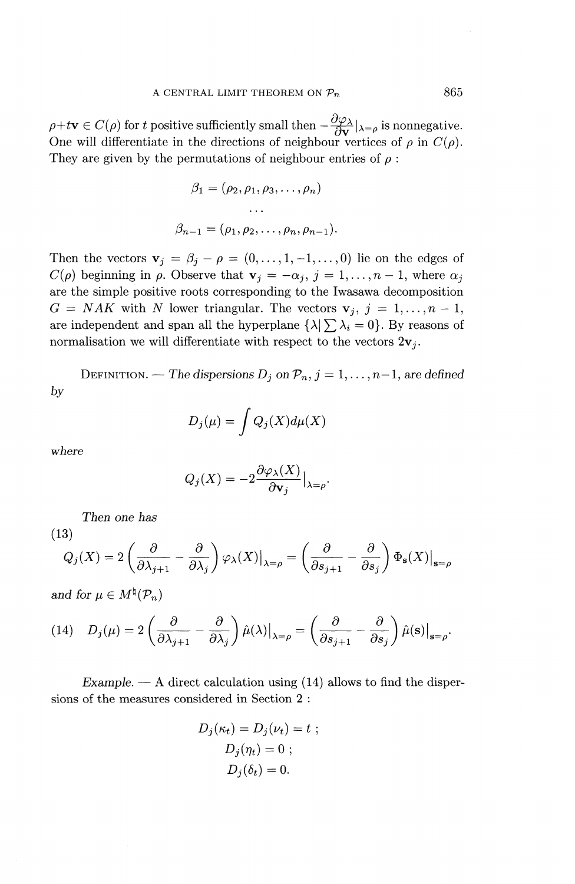$\rho+t\mathbf{v} \in C(\rho)$ for $t$ positive sufficiently small then $-\frac{\partial \varphi_\lambda}{\partial \mathbf{v}}|_{\lambda=\rho}$ is nonnegative. One will differentiate in the directions of neighbour vertices of $\rho$ in $C(\rho)$. They are given by the permutations of neighbour entries of $\rho$ :

$$\beta_1 = (\rho_2, \rho_1, \rho_3, \ldots, \rho_n)$$

$$\ldots$$

$$\beta_{n-1} = (\rho_1, \rho_2, \ldots, \rho_n, \rho_{n-1}).$$

Then the vectors $\mathbf{v}_j = \beta_j - \rho = (0, \ldots, 1, -1, \ldots, 0)$ lie on the edges of $C(\rho)$ beginning in $\rho$. Observe that $\mathbf{v}_j = -\alpha_j$, $j = 1, \ldots, n-1$, where $\alpha_j$ are the simple positive roots corresponding to the Iwasawa decomposition $G = NAK$ with $N$ lower triangular. The vectors $\mathbf{v}_j$, $j = 1, \ldots, n-1$, are independent and span all the hyperplane $\{\lambda | \sum \lambda_i = 0\}$. By reasons of normalisation we will differentiate with respect to the vectors $2\mathbf{v}_j$.

DEFINITION. — *The dispersions $D_j$ on $\mathcal{P}_n$, $j = 1, \ldots, n-1$, are defined by*

$$D_j(\mu) = \int Q_j(X) d\mu(X)$$

*where*

$$Q_j(X) = -2 \frac{\partial \varphi_\lambda(X)}{\partial \mathbf{v}_j}|_{\lambda=\rho}.$$

*Then one has*

$$Q_j(X) = 2\left(\frac{\partial}{\partial \lambda_{j+1}} - \frac{\partial}{\partial \lambda_j}\right) \varphi_\lambda(X)\big|_{\lambda=\rho} = \left(\frac{\partial}{\partial s_{j+1}} - \frac{\partial}{\partial s_j}\right) \Phi_{\mathbf{s}}(X)\big|_{\mathbf{s}=\rho} \tag{13}$$

*and for $\mu \in M^\natural(\mathcal{P}_n)$*

$$D_j(\mu) = 2\left(\frac{\partial}{\partial \lambda_{j+1}} - \frac{\partial}{\partial \lambda_j}\right) \hat{\mu}(\lambda)\big|_{\lambda=\rho} = \left(\frac{\partial}{\partial s_{j+1}} - \frac{\partial}{\partial s_j}\right) \hat{\mu}(\mathbf{s})\big|_{\mathbf{s}=\rho}. \tag{14}$$

*Example.* — A direct calculation using (14) allows to find the dispersions of the measures considered in Section 2 :

$$D_j(\kappa_t) = D_j(\nu_t) = t \;;$$

$$D_j(\eta_t) = 0 \;;$$

$$D_j(\delta_t) = 0.$$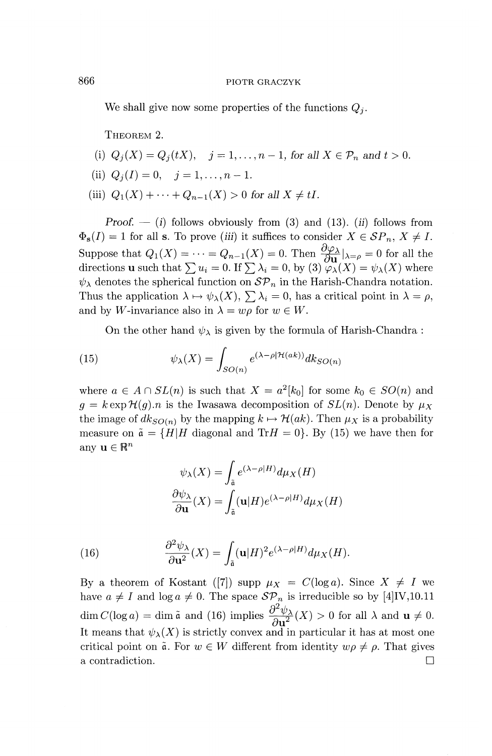We shall give now some properties of the functions $Q_j$.

THEOREM 2.

(i) $Q_j(X) = Q_j(tX)$, $j = 1, \ldots, n-1$, *for all* $X \in \mathcal{P}_n$ *and* $t > 0$.

(ii) $Q_j(I) = 0$, $j = 1, \ldots, n-1$.

(iii) $Q_1(X) + \cdots + Q_{n-1}(X) > 0$ *for all* $X \neq tI$.

*Proof.* — (*i*) follows obviously from (3) and (13). (*ii*) follows from $\Phi_{\mathbf{s}}(I) = 1$ for all $\mathbf{s}$. To prove (*iii*) it suffices to consider $X \in \mathcal{SP}_n$, $X \neq I$. Suppose that $Q_1(X) = \cdots = Q_{n-1}(X) = 0$. Then $\frac{\partial \varphi_\lambda}{\partial \mathbf{u}}|_{\lambda=\rho} = 0$ for all the directions $\mathbf{u}$ such that $\sum u_i = 0$. If $\sum \lambda_i = 0$, by (3) $\varphi_\lambda(X) = \psi_\lambda(X)$ where $\psi_\lambda$ denotes the spherical function on $\mathcal{SP}_n$ in the Harish-Chandra notation. Thus the application $\lambda \mapsto \psi_\lambda(X)$, $\sum \lambda_i = 0$, has a critical point in $\lambda = \rho$, and by $W$-invariance also in $\lambda = w\rho$ for $w \in W$.

On the other hand $\psi_\lambda$ is given by the formula of Harish-Chandra :

$$\psi_\lambda(X) = \int_{SO(n)} e^{(\lambda - \rho | \mathcal{H}(ak))} dk_{SO(n)} \tag{15}$$

where $a \in A \cap SL(n)$ is such that $X = a^2[k_0]$ for some $k_0 \in SO(n)$ and $g = k \exp \mathcal{H}(g).n$ is the Iwasawa decomposition of $SL(n)$. Denote by $\mu_X$ the image of $dk_{SO(n)}$ by the mapping $k \mapsto \mathcal{H}(ak)$. Then $\mu_X$ is a probability measure on $\tilde{\mathfrak{a}} = \{H | H \text{ diagonal and } \mathrm{Tr} H = 0\}$. By (15) we have then for any $\mathbf{u} \in \mathbb{R}^n$

$$\psi_\lambda(X) = \int_{\tilde{\mathfrak{a}}} e^{(\lambda - \rho | H)} d\mu_X(H)$$

$$\frac{\partial \psi_\lambda}{\partial \mathbf{u}}(X) = \int_{\tilde{\mathfrak{a}}} (\mathbf{u}|H) e^{(\lambda - \rho | H)} d\mu_X(H)$$

$$\frac{\partial^2 \psi_\lambda}{\partial \mathbf{u}^2}(X) = \int_{\tilde{\mathfrak{a}}} (\mathbf{u}|H)^2 e^{(\lambda - \rho | H)} d\mu_X(H). \tag{16}$$

By a theorem of Kostant ([7]) supp $\mu_X = C(\log a)$. Since $X \neq I$ we have $a \neq I$ and $\log a \neq 0$. The space $\mathcal{SP}_n$ is irreducible so by [4]IV,10.11 $\dim C(\log a) = \dim \tilde{\mathfrak{a}}$ and (16) implies $\frac{\partial^2 \psi_\lambda}{\partial \mathbf{u}^2}(X) > 0$ for all $\lambda$ and $\mathbf{u} \neq 0$. It means that $\psi_\lambda(X)$ is strictly convex and in particular it has at most one critical point on $\tilde{\mathfrak{a}}$. For $w \in W$ different from identity $w\rho \neq \rho$. That gives a contradiction. $\square$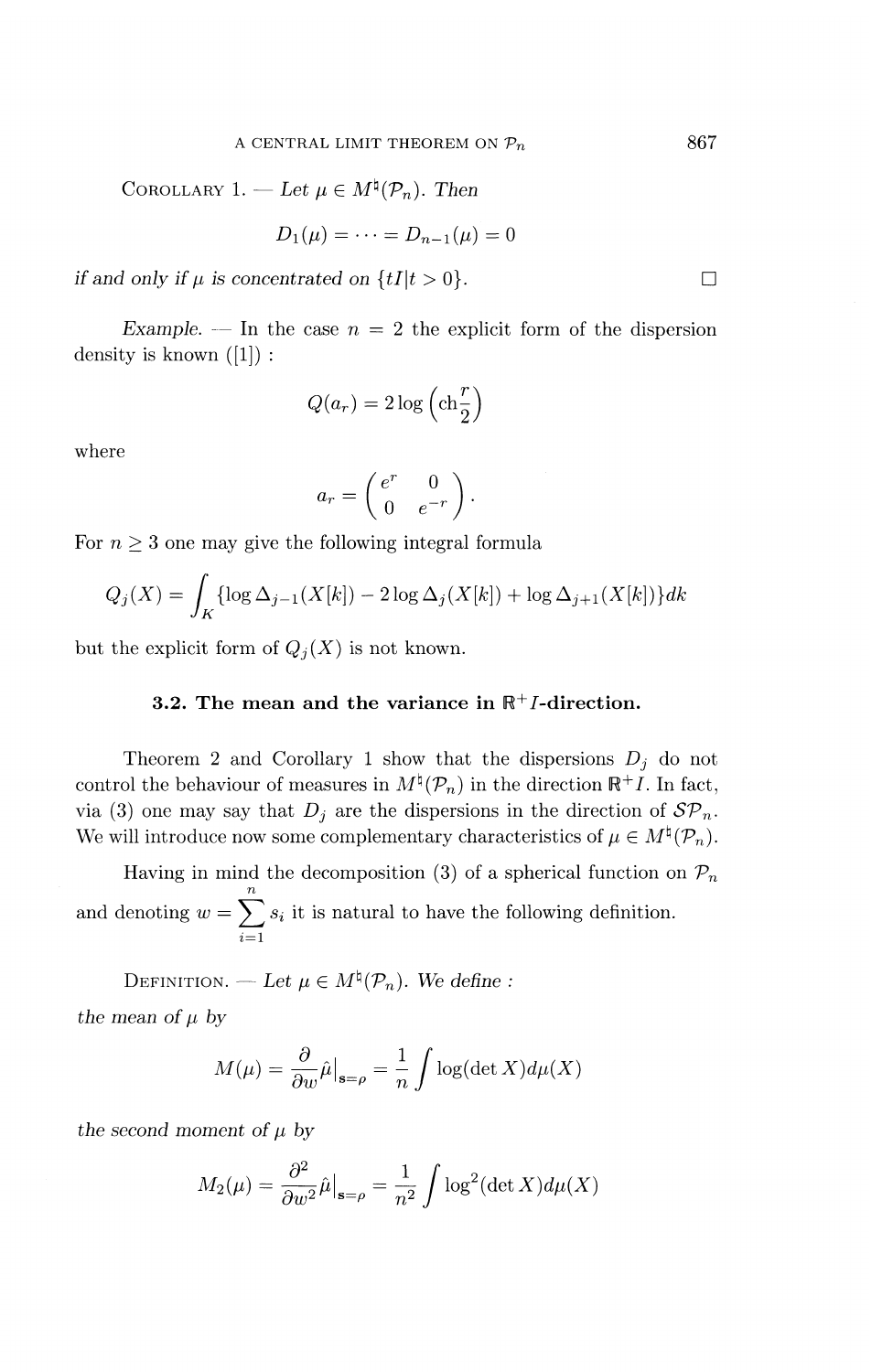**Corollary 1.** — *Let $\mu \in M^\natural(\mathcal{P}_n)$. Then*

$$D_1(\mu) = \cdots = D_{n-1}(\mu) = 0$$

*if and only if $\mu$ is concentrated on $\{tI | t > 0\}$.* □

*Example.* — In the case $n = 2$ the explicit form of the dispersion density is known ([1]) :

$$Q(a_r) = 2\log\left(\mathrm{ch}\frac{r}{2}\right)$$

where

$$a_r = \begin{pmatrix} e^r & 0 \\ 0 & e^{-r} \end{pmatrix}.$$

For $n \geq 3$ one may give the following integral formula

$$Q_j(X) = \int_K \{\log \Delta_{j-1}(X[k]) - 2\log \Delta_j(X[k]) + \log \Delta_{j+1}(X[k])\} dk$$

but the explicit form of $Q_j(X)$ is not known.

### 3.2. The mean and the variance in $\mathbb{R}^+ I$-direction.

Theorem 2 and Corollary 1 show that the dispersions $D_j$ do not control the behaviour of measures in $M^\natural(\mathcal{P}_n)$ in the direction $\mathbb{R}^+ I$. In fact, via (3) one may say that $D_j$ are the dispersions in the direction of $\mathcal{SP}_n$. We will introduce now some complementary characteristics of $\mu \in M^\natural(\mathcal{P}_n)$.

Having in mind the decomposition (3) of a spherical function on $\mathcal{P}_n$ and denoting $w = \sum_{i=1}^{n} s_i$ it is natural to have the following definition.

**Definition.** — *Let $\mu \in M^\natural(\mathcal{P}_n)$. We define :*

*the mean of $\mu$ by*

$$M(\mu) = \frac{\partial}{\partial w}\hat{\mu}\big|_{\mathbf{s}=\rho} = \frac{1}{n}\int \log(\det X) d\mu(X)$$

*the second moment of $\mu$ by*

$$M_2(\mu) = \frac{\partial^2}{\partial w^2}\hat{\mu}\big|_{\mathbf{s}=\rho} = \frac{1}{n^2}\int \log^2(\det X) d\mu(X)$$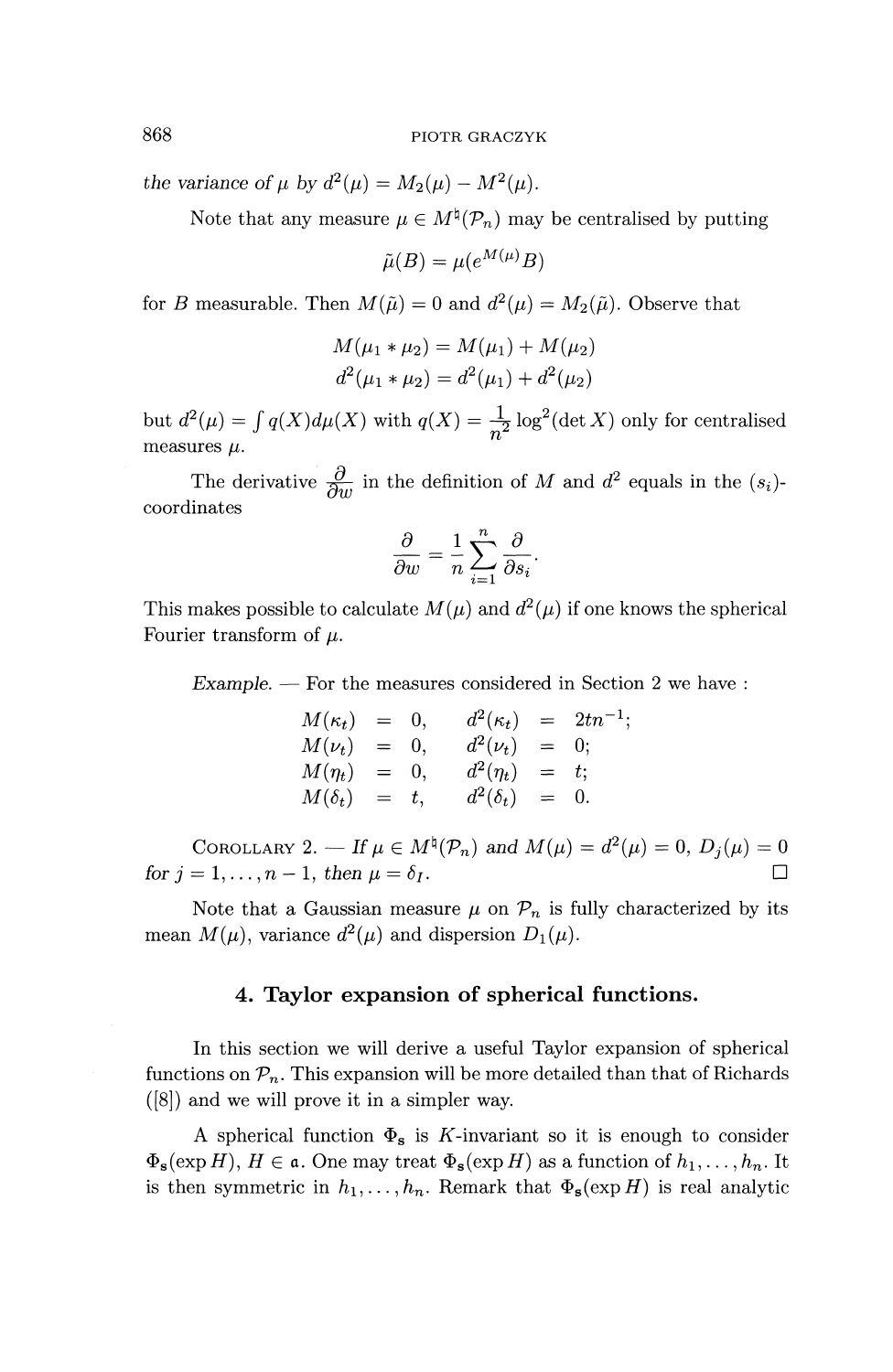*the variance of* $\mu$ *by* $d^2(\mu) = M_2(\mu) - M^2(\mu)$.

Note that any measure $\mu \in M^\natural(\mathcal{P}_n)$ may be centralised by putting

$$\tilde{\mu}(B) = \mu(e^{M(\mu)}B)$$

for $B$ measurable. Then $M(\tilde{\mu}) = 0$ and $d^2(\mu) = M_2(\tilde{\mu})$. Observe that

$$M(\mu_1 * \mu_2) = M(\mu_1) + M(\mu_2)$$
$$d^2(\mu_1 * \mu_2) = d^2(\mu_1) + d^2(\mu_2)$$

but $d^2(\mu) = \int q(X)d\mu(X)$ with $q(X) = \frac{1}{n^2}\log^2(\det X)$ only for centralised measures $\mu$.

The derivative $\frac{\partial}{\partial w}$ in the definition of $M$ and $d^2$ equals in the $(s_i)$-coordinates

$$\frac{\partial}{\partial w} = \frac{1}{n}\sum_{i=1}^{n}\frac{\partial}{\partial s_i}.$$

This makes possible to calculate $M(\mu)$ and $d^2(\mu)$ if one knows the spherical Fourier transform of $\mu$.

*Example.* — For the measures considered in Section 2 we have :

$$\begin{aligned}
M(\kappa_t) &= 0, & d^2(\kappa_t) &= 2tn^{-1};\\
M(\nu_t) &= 0, & d^2(\nu_t) &= 0;\\
M(\eta_t) &= 0, & d^2(\eta_t) &= t;\\
M(\delta_t) &= t, & d^2(\delta_t) &= 0.
\end{aligned}$$

COROLLARY 2. — *If* $\mu \in M^\natural(\mathcal{P}_n)$ *and* $M(\mu) = d^2(\mu) = 0$, $D_j(\mu) = 0$ *for* $j = 1, \ldots, n-1$, *then* $\mu = \delta_I$. □

Note that a Gaussian measure $\mu$ on $\mathcal{P}_n$ is fully characterized by its mean $M(\mu)$, variance $d^2(\mu)$ and dispersion $D_1(\mu)$.

## 4. Taylor expansion of spherical functions.

In this section we will derive a useful Taylor expansion of spherical functions on $\mathcal{P}_n$. This expansion will be more detailed than that of Richards ([8]) and we will prove it in a simpler way.

A spherical function $\Phi_{\mathbf{s}}$ is $K$-invariant so it is enough to consider $\Phi_{\mathbf{s}}(\exp H)$, $H \in \mathfrak{a}$. One may treat $\Phi_{\mathbf{s}}(\exp H)$ as a function of $h_1, \ldots, h_n$. It is then symmetric in $h_1, \ldots, h_n$. Remark that $\Phi_{\mathbf{s}}(\exp H)$ is real analytic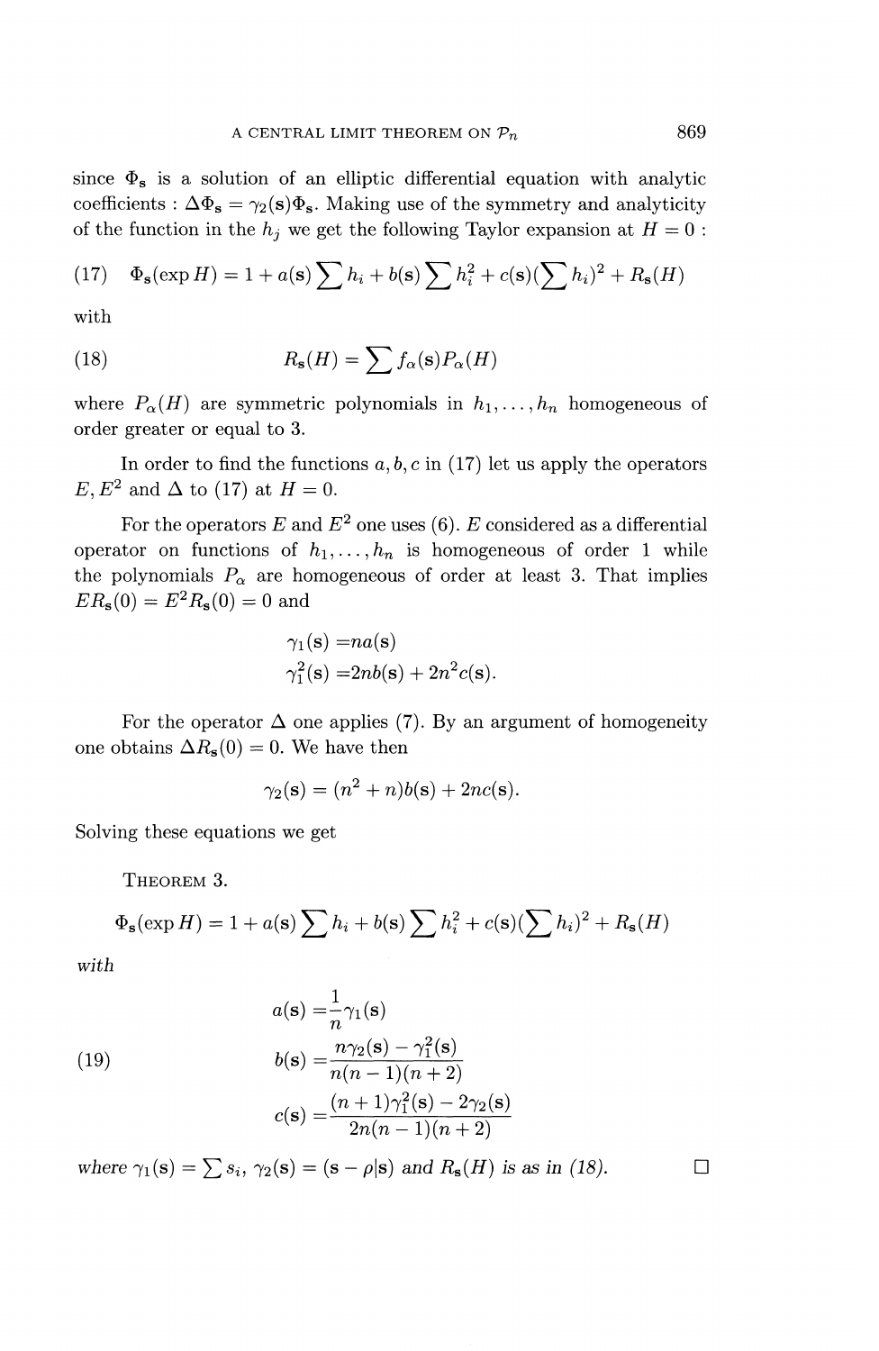since $\Phi_{\mathbf{s}}$ is a solution of an elliptic differential equation with analytic coefficients : $\Delta\Phi_{\mathbf{s}} = \gamma_2(\mathbf{s})\Phi_{\mathbf{s}}$. Making use of the symmetry and analyticity of the function in the $h_j$ we get the following Taylor expansion at $H = 0$ :

$$\Phi_{\mathbf{s}}(\exp H) = 1 + a(\mathbf{s})\sum h_i + b(\mathbf{s})\sum h_i^2 + c(\mathbf{s})(\sum h_i)^2 + R_{\mathbf{s}}(H) \tag{17}$$

with

$$R_{\mathbf{s}}(H) = \sum f_\alpha(\mathbf{s})P_\alpha(H) \tag{18}$$

where $P_\alpha(H)$ are symmetric polynomials in $h_1, \ldots, h_n$ homogeneous of order greater or equal to 3.

In order to find the functions $a, b, c$ in (17) let us apply the operators $E, E^2$ and $\Delta$ to (17) at $H = 0$.

For the operators $E$ and $E^2$ one uses (6). $E$ considered as a differential operator on functions of $h_1, \ldots, h_n$ is homogeneous of order 1 while the polynomials $P_\alpha$ are homogeneous of order at least 3. That implies $ER_{\mathbf{s}}(0) = E^2R_{\mathbf{s}}(0) = 0$ and

$$\begin{aligned}
\gamma_1(\mathbf{s}) &= na(\mathbf{s}) \\
\gamma_1^2(\mathbf{s}) &= 2nb(\mathbf{s}) + 2n^2c(\mathbf{s}).
\end{aligned}$$

For the operator $\Delta$ one applies (7). By an argument of homogeneity one obtains $\Delta R_{\mathbf{s}}(0) = 0$. We have then

$$\gamma_2(\mathbf{s}) = (n^2 + n)b(\mathbf{s}) + 2nc(\mathbf{s}).$$

Solving these equations we get

THEOREM 3.

$$\Phi_{\mathbf{s}}(\exp H) = 1 + a(\mathbf{s})\sum h_i + b(\mathbf{s})\sum h_i^2 + c(\mathbf{s})(\sum h_i)^2 + R_{\mathbf{s}}(H)$$

*with*

$$\begin{aligned}
a(\mathbf{s}) &= \frac{1}{n}\gamma_1(\mathbf{s}) \\
b(\mathbf{s}) &= \frac{n\gamma_2(\mathbf{s}) - \gamma_1^2(\mathbf{s})}{n(n-1)(n+2)} \\
c(\mathbf{s}) &= \frac{(n+1)\gamma_1^2(\mathbf{s}) - 2\gamma_2(\mathbf{s})}{2n(n-1)(n+2)}
\end{aligned} \tag{19}$$

*where* $\gamma_1(\mathbf{s}) = \sum s_i$, $\gamma_2(\mathbf{s}) = (\mathbf{s} - \rho|\mathbf{s})$ *and* $R_{\mathbf{s}}(H)$ *is as in (18).* □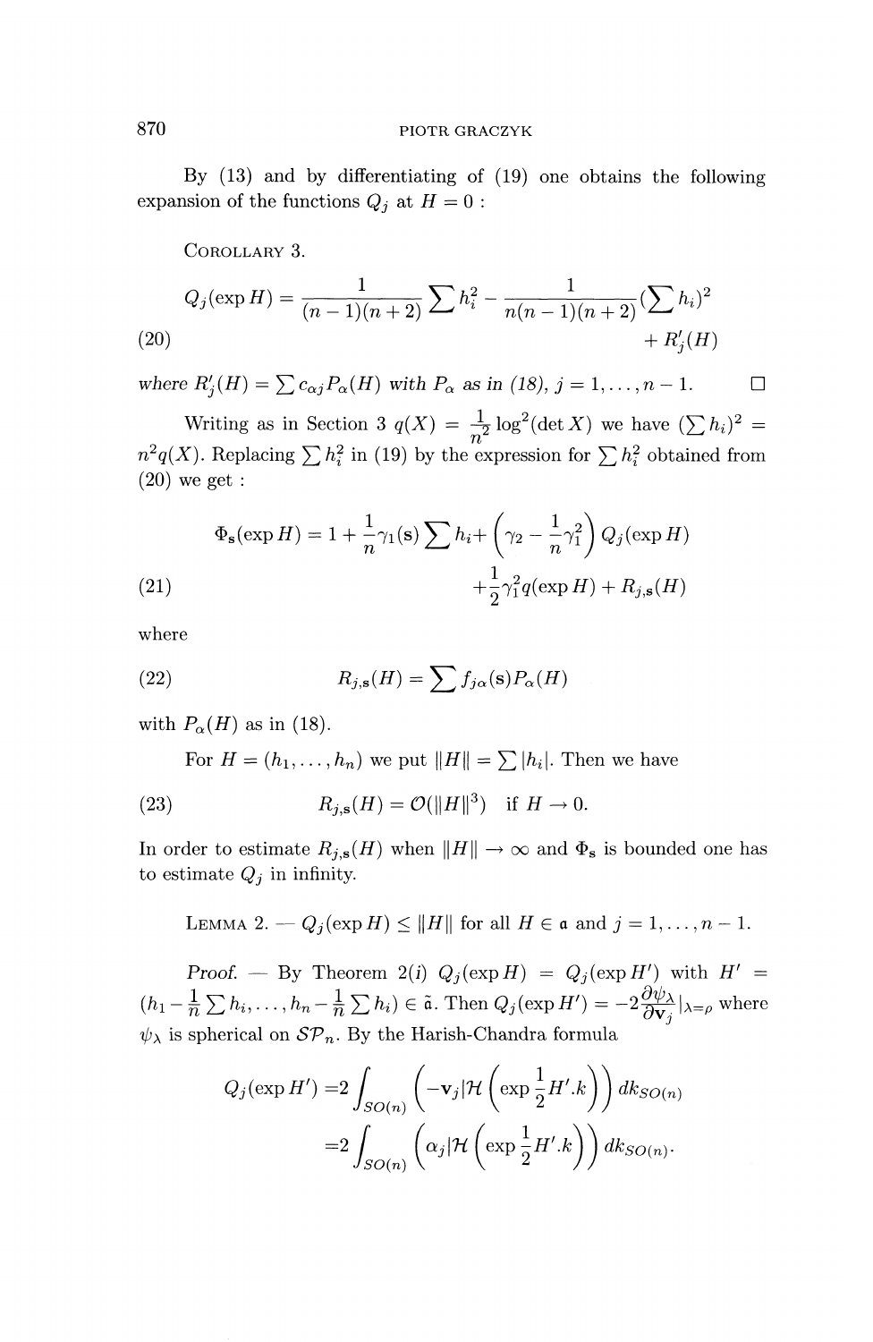By (13) and by differentiating of (19) one obtains the following expansion of the functions $Q_j$ at $H = 0$ :

COROLLARY 3.

$$Q_j(\exp H) = \frac{1}{(n-1)(n+2)} \sum h_i^2 - \frac{1}{n(n-1)(n+2)} (\sum h_i)^2 + R_j'(H) \tag{20}$$

*where $R_j'(H) = \sum c_{\alpha j} P_\alpha(H)$ with $P_\alpha$ as in (18), $j = 1, \dots, n-1$.* □

Writing as in Section 3 $q(X) = \frac{1}{n^2} \log^2(\det X)$ we have $(\sum h_i)^2 = n^2 q(X)$. Replacing $\sum h_i^2$ in (19) by the expression for $\sum h_i^2$ obtained from (20) we get :

$$\Phi_{\mathbf{s}}(\exp H) = 1 + \frac{1}{n}\gamma_1(\mathbf{s}) \sum h_i + \left(\gamma_2 - \frac{1}{n}\gamma_1^2\right) Q_j(\exp H) + \frac{1}{2}\gamma_1^2 q(\exp H) + R_{j,\mathbf{s}}(H) \tag{21}$$

where

$$R_{j,\mathbf{s}}(H) = \sum f_{j\alpha}(\mathbf{s}) P_\alpha(H) \tag{22}$$

with $P_\alpha(H)$ as in (18).

For $H = (h_1, \dots, h_n)$ we put $\|H\| = \sum |h_i|$. Then we have

$$R_{j,\mathbf{s}}(H) = \mathcal{O}(\|H\|^3) \quad \text{if } H \to 0. \tag{23}$$

In order to estimate $R_{j,\mathbf{s}}(H)$ when $\|H\| \to \infty$ and $\Phi_{\mathbf{s}}$ is bounded one has to estimate $Q_j$ in infinity.

LEMMA 2. — *$Q_j(\exp H) \le \|H\|$ for all $H \in \mathfrak{a}$ and $j = 1, \dots, n-1$.*

*Proof.* — By Theorem 2(*i*) $Q_j(\exp H) = Q_j(\exp H')$ with $H' = (h_1 - \frac{1}{n}\sum h_i, \dots, h_n - \frac{1}{n}\sum h_i) \in \tilde{\mathfrak{a}}$. Then $Q_j(\exp H') = -2\frac{\partial \psi_\lambda}{\partial \mathbf{v}_j}|_{\lambda=\rho}$ where $\psi_\lambda$ is spherical on $\mathcal{SP}_n$. By the Harish-Chandra formula

$$\begin{aligned} Q_j(\exp H') &= 2\int_{SO(n)} \left(-\mathbf{v}_j | \mathcal{H}\left(\exp \frac{1}{2} H'.k\right)\right) dk_{SO(n)} \\ &= 2\int_{SO(n)} \left(\alpha_j | \mathcal{H}\left(\exp \frac{1}{2} H'.k\right)\right) dk_{SO(n)}. \end{aligned}$$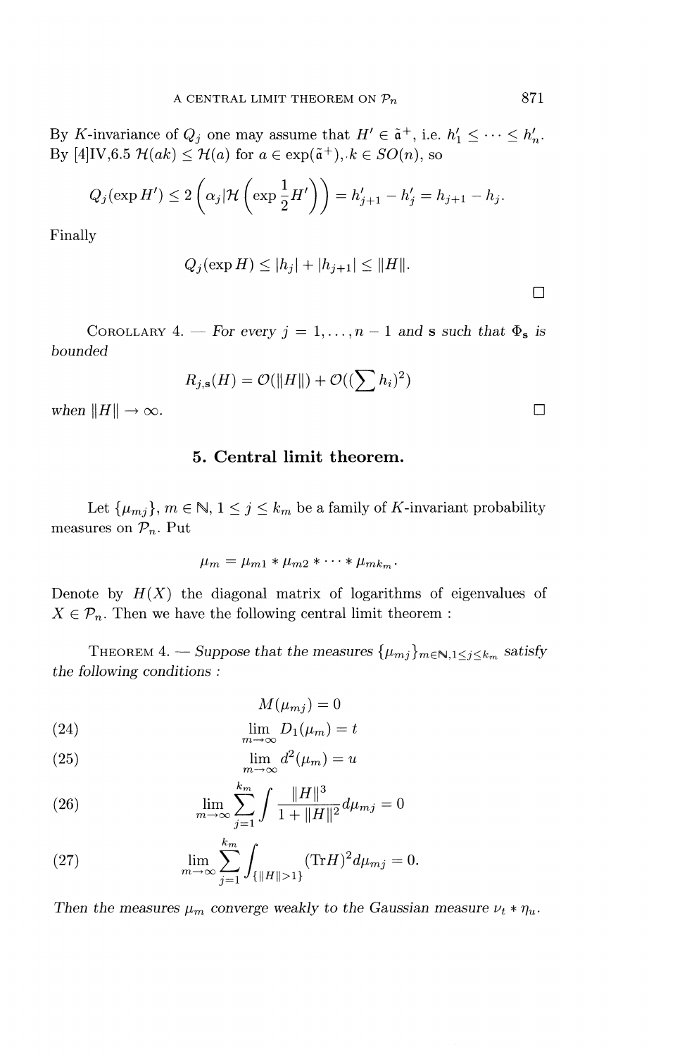By $K$-invariance of $Q_j$ one may assume that $H' \in \tilde{\mathfrak{a}}^+$, i.e. $h'_1 \leq \cdots \leq h'_n$. By [4]IV,6.5 $\mathcal{H}(ak) \leq \mathcal{H}(a)$ for $a \in \exp(\tilde{\mathfrak{a}}^+), k \in SO(n)$, so

$$Q_j(\exp H') \leq 2\left(\alpha_j | \mathcal{H}\left(\exp \frac{1}{2} H'\right)\right) = h'_{j+1} - h'_j = h_{j+1} - h_j.$$

Finally

$$Q_j(\exp H) \leq |h_j| + |h_{j+1}| \leq \|H\|.$$

□

Corollary 4. — *For every $j = 1, \ldots, n-1$ and $\mathbf{s}$ such that $\Phi_{\mathbf{s}}$ is bounded*

$$R_{j,\mathbf{s}}(H) = \mathcal{O}(\|H\|) + \mathcal{O}((\sum h_i)^2)$$

*when $\|H\| \to \infty$.* □

## 5. Central limit theorem.

Let $\{\mu_{mj}\}$, $m \in \mathbb{N}$, $1 \leq j \leq k_m$ be a family of $K$-invariant probability measures on $\mathcal{P}_n$. Put

$$\mu_m = \mu_{m1} * \mu_{m2} * \cdots * \mu_{mk_m}.$$

Denote by $H(X)$ the diagonal matrix of logarithms of eigenvalues of $X \in \mathcal{P}_n$. Then we have the following central limit theorem :

Theorem 4. — *Suppose that the measures $\{\mu_{mj}\}_{m \in \mathbb{N}, 1 \leq j \leq k_m}$ satisfy the following conditions :*

$$M(\mu_{mj}) = 0$$

$$\lim_{m \to \infty} D_1(\mu_m) = t \tag{24}$$

$$\lim_{m \to \infty} d^2(\mu_m) = u \tag{25}$$

$$\lim_{m \to \infty} \sum_{j=1}^{k_m} \int \frac{\|H\|^3}{1 + \|H\|^2} d\mu_{mj} = 0 \tag{26}$$

$$\lim_{m \to \infty} \sum_{j=1}^{k_m} \int_{\{\|H\| > 1\}} (\mathrm{Tr} H)^2 d\mu_{mj} = 0. \tag{27}$$

*Then the measures $\mu_m$ converge weakly to the Gaussian measure $\nu_t * \eta_u$.*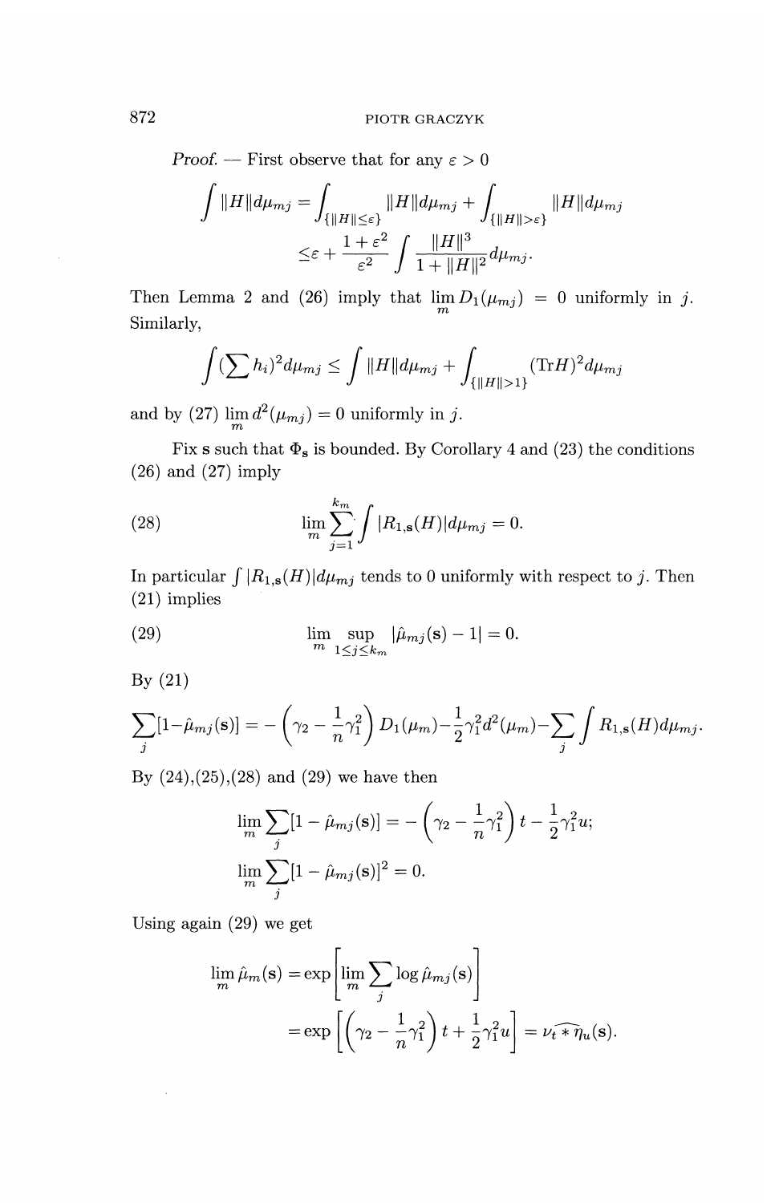*Proof.* — First observe that for any $\varepsilon > 0$

$$\int \|H\| d\mu_{mj} = \int_{\{\|H\| \leq \varepsilon\}} \|H\| d\mu_{mj} + \int_{\{\|H\| > \varepsilon\}} \|H\| d\mu_{mj}$$
$$\leq \varepsilon + \frac{1+\varepsilon^2}{\varepsilon^2} \int \frac{\|H\|^3}{1+\|H\|^2} d\mu_{mj}.$$

Then Lemma 2 and (26) imply that $\lim_m D_1(\mu_{mj}) = 0$ uniformly in $j$. Similarly,

$$\int (\sum h_i)^2 d\mu_{mj} \leq \int \|H\| d\mu_{mj} + \int_{\{\|H\| > 1\}} (\mathrm{Tr} H)^2 d\mu_{mj}$$

and by (27) $\lim_m d^2(\mu_{mj}) = 0$ uniformly in $j$.

Fix $\mathbf{s}$ such that $\Phi_{\mathbf{s}}$ is bounded. By Corollary 4 and (23) the conditions (26) and (27) imply

$$\lim_m \sum_{j=1}^{k_m} \int |R_{1,\mathbf{s}}(H)| d\mu_{mj} = 0. \tag{28}$$

In particular $\int |R_{1,\mathbf{s}}(H)| d\mu_{mj}$ tends to 0 uniformly with respect to $j$. Then (21) implies

$$\lim_m \sup_{1 \leq j \leq k_m} |\hat{\mu}_{mj}(\mathbf{s}) - 1| = 0. \tag{29}$$

By (21)

$$\sum_j [1 - \hat{\mu}_{mj}(\mathbf{s})] = -\left(\gamma_2 - \frac{1}{n}\gamma_1^2\right) D_1(\mu_m) - \frac{1}{2}\gamma_1^2 d^2(\mu_m) - \sum_j \int R_{1,\mathbf{s}}(H) d\mu_{mj}.$$

By (24),(25),(28) and (29) we have then

$$\lim_m \sum_j [1 - \hat{\mu}_{mj}(\mathbf{s})] = -\left(\gamma_2 - \frac{1}{n}\gamma_1^2\right) t - \frac{1}{2}\gamma_1^2 u;$$
$$\lim_m \sum_j [1 - \hat{\mu}_{mj}(\mathbf{s})]^2 = 0.$$

Using again (29) we get

$$\lim_m \hat{\mu}_m(\mathbf{s}) = \exp\left[\lim_m \sum_j \log \hat{\mu}_{mj}(\mathbf{s})\right]$$
$$= \exp\left[\left(\gamma_2 - \frac{1}{n}\gamma_1^2\right) t + \frac{1}{2}\gamma_1^2 u\right] = \widehat{\nu_t * \eta_u}(\mathbf{s}).$$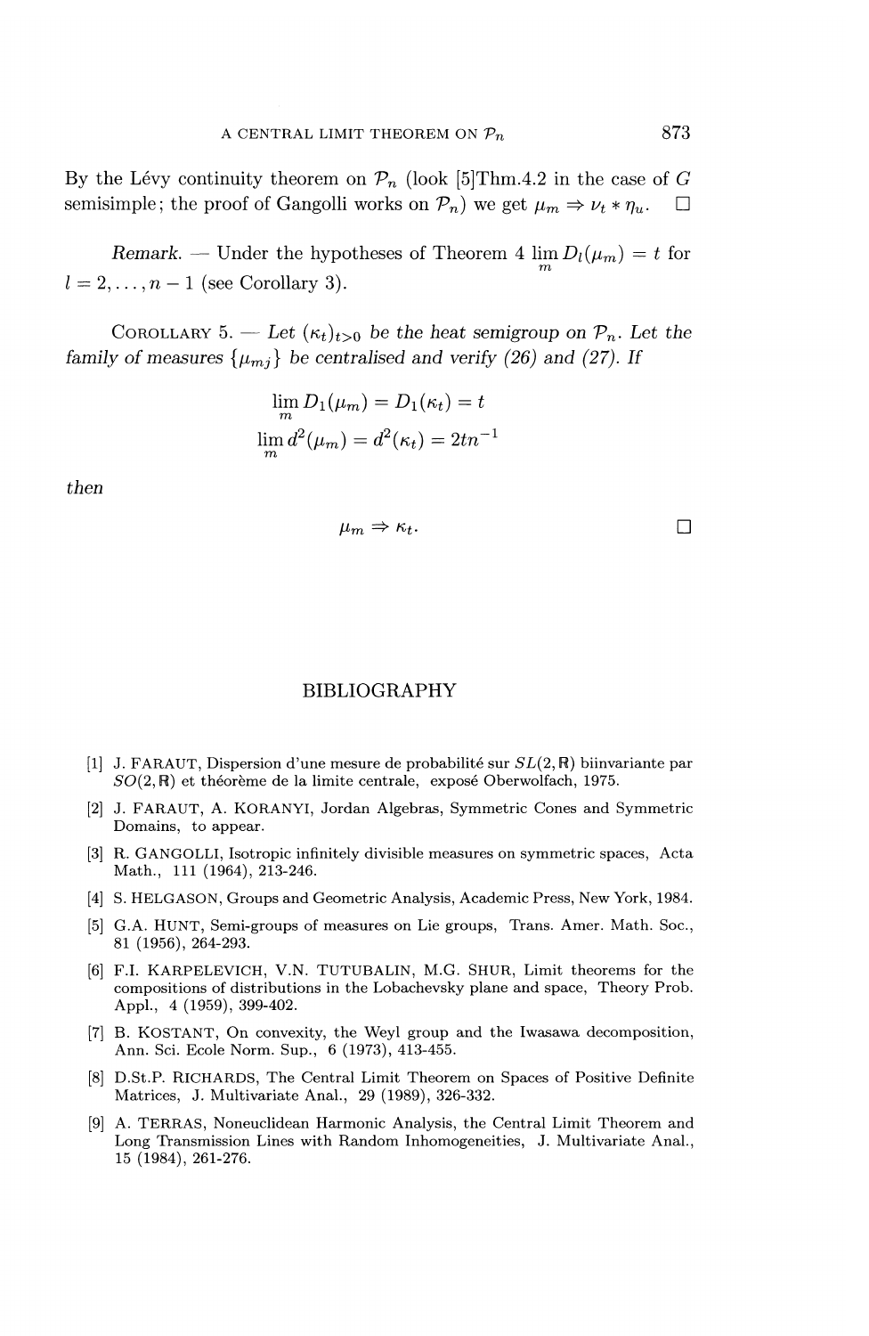By the Lévy continuity theorem on $\mathcal{P}_n$ (look [5]Thm.4.2 in the case of $G$ semisimple; the proof of Gangolli works on $\mathcal{P}_n$) we get $\mu_m \Rightarrow \nu_t * \eta_u$. $\square$

*Remark.* — Under the hypotheses of Theorem 4 $\lim_m D_l(\mu_m) = t$ for $l = 2, \ldots, n-1$ (see Corollary 3).

COROLLARY 5. — *Let $(\kappa_t)_{t>0}$ be the heat semigroup on $\mathcal{P}_n$. Let the family of measures $\{\mu_{mj}\}$ be centralised and verify (26) and (27). If*

$$\lim_m D_1(\mu_m) = D_1(\kappa_t) = t$$

$$\lim_m d^2(\mu_m) = d^2(\kappa_t) = 2tn^{-1}$$

*then*

$$\mu_m \Rightarrow \kappa_t.$$

$\square$

## BIBLIOGRAPHY

[1] J. FARAUT, Dispersion d'une mesure de probabilité sur $SL(2,\mathbb{R})$ biinvariante par $SO(2,\mathbb{R})$ et théorème de la limite centrale, exposé Oberwolfach, 1975.

[2] J. FARAUT, A. KORANYI, Jordan Algebras, Symmetric Cones and Symmetric Domains, to appear.

[3] R. GANGOLLI, Isotropic infinitely divisible measures on symmetric spaces, Acta Math., 111 (1964), 213-246.

[4] S. HELGASON, Groups and Geometric Analysis, Academic Press, New York, 1984.

[5] G.A. HUNT, Semi-groups of measures on Lie groups, Trans. Amer. Math. Soc., 81 (1956), 264-293.

[6] F.I. KARPELEVICH, V.N. TUTUBALIN, M.G. SHUR, Limit theorems for the compositions of distributions in the Lobachevsky plane and space, Theory Prob. Appl., 4 (1959), 399-402.

[7] B. KOSTANT, On convexity, the Weyl group and the Iwasawa decomposition, Ann. Sci. Ecole Norm. Sup., 6 (1973), 413-455.

[8] D.St.P. RICHARDS, The Central Limit Theorem on Spaces of Positive Definite Matrices, J. Multivariate Anal., 29 (1989), 326-332.

[9] A. TERRAS, Noneuclidean Harmonic Analysis, the Central Limit Theorem and Long Transmission Lines with Random Inhomogeneities, J. Multivariate Anal., 15 (1984), 261-276.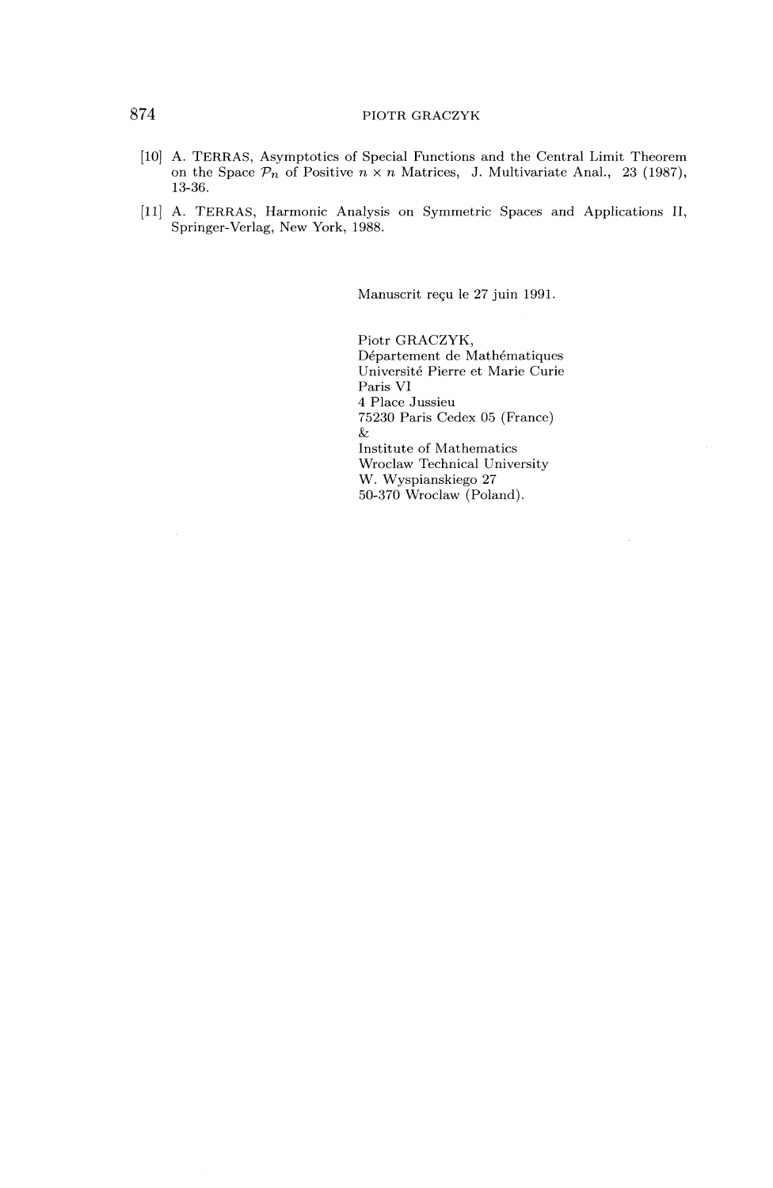[10] A. TERRAS, Asymptotics of Special Functions and the Central Limit Theorem on the Space $\mathcal{P}_n$ of Positive $n \times n$ Matrices, J. Multivariate Anal., 23 (1987), 13-36.

[11] A. TERRAS, Harmonic Analysis on Symmetric Spaces and Applications II, Springer-Verlag, New York, 1988.

Manuscrit reçu le 27 juin 1991.

Piotr GRACZYK,
Département de Mathématiques
Université Pierre et Marie Curie
Paris VI
4 Place Jussieu
75230 Paris Cedex 05 (France)
&
Institute of Mathematics
Wroclaw Technical University
W. Wyspianskiego 27
50-370 Wroclaw (Poland).